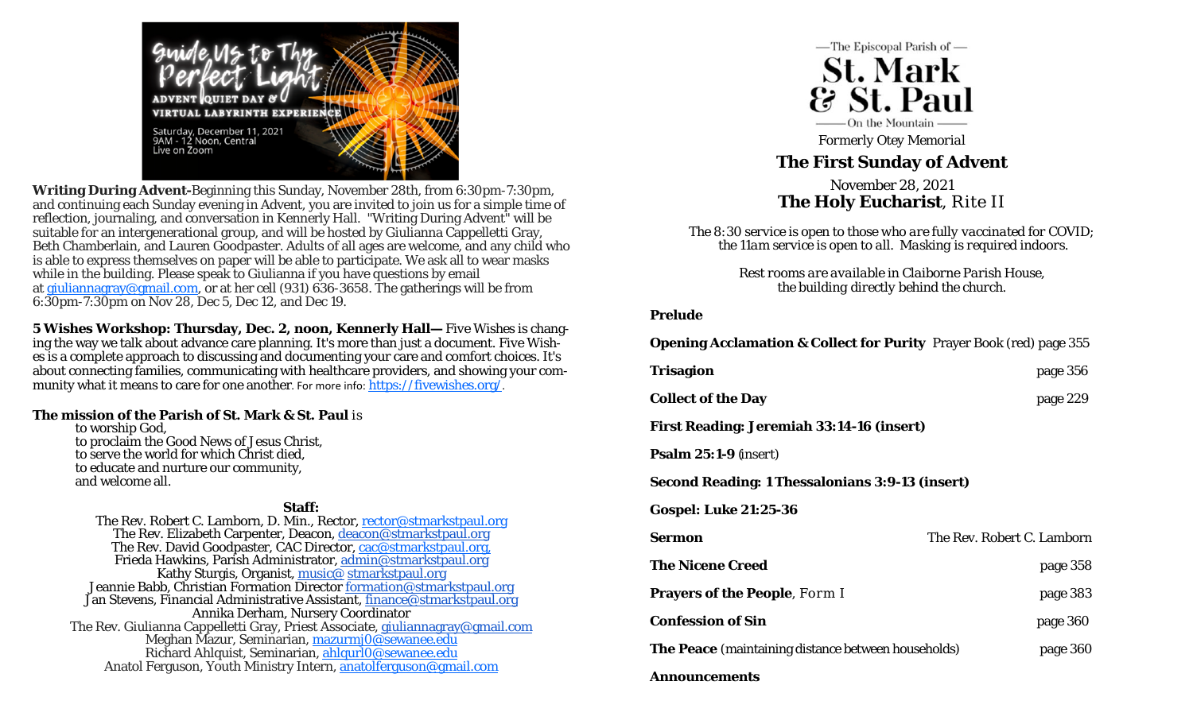Guide Us to Thy Perfect Light

ADVENT QUIET DAY & VIRTUAL LABYRINTH EXPERIENCE

Saturday, December 11, 2021
9AM - 12 Noon, Central
Live on Zoom

**Writing During Advent-**Beginning this Sunday, November 28th, from 6:30pm-7:30pm, and continuing each Sunday evening in Advent, you are invited to join us for a simple time of reflection, journaling, and conversation in Kennerly Hall. "Writing During Advent" will be suitable for an intergenerational group, and will be hosted by Giulianna Cappelletti Gray, Beth Chamberlain, and Lauren Goodpaster. Adults of all ages are welcome, and any child who is able to express themselves on paper will be able to participate. We ask all to wear masks while in the building. Please speak to Giulianna if you have questions by email at giuliannagray@gmail.com, or at her cell (931) 636-3658. The gatherings will be from 6:30pm-7:30pm on Nov 28, Dec 5, Dec 12, and Dec 19.

**5 Wishes Workshop: Thursday, Dec. 2, noon, Kennerly Hall—** Five Wishes is changing the way we talk about advance care planning. It's more than just a document. Five Wishes is a complete approach to discussing and documenting your care and comfort choices. It's about connecting families, communicating with healthcare providers, and showing your community what it means to care for one another. For more info: https://fivewishes.org/.

**The mission of the Parish of St. Mark & St. Paul** is
to worship God,
to proclaim the Good News of Jesus Christ,
to serve the world for which Christ died,
to educate and nurture our community,
and welcome all.

**Staff:**

The Rev. Robert C. Lamborn, D. Min., Rector, rector@stmarkstpaul.org
The Rev. Elizabeth Carpenter, Deacon, deacon@stmarkstpaul.org
The Rev. David Goodpaster, CAC Director, cac@stmarkstpaul.org,
Frieda Hawkins, Parish Administrator, admin@stmarkstpaul.org
Kathy Sturgis, Organist, music@ stmarkstpaul.org
Jeannie Babb, Christian Formation Director formation@stmarkstpaul.org
Jan Stevens, Financial Administrative Assistant, finance@stmarkstpaul.org
Annika Derham, Nursery Coordinator
The Rev. Giulianna Cappelletti Gray, Priest Associate, giuliannagray@gmail.com
Meghan Mazur, Seminarian, mazurmj0@sewanee.edu
Richard Ahlquist, Seminarian, ahlqurl0@sewanee.edu
Anatol Ferguson, Youth Ministry Intern, anatolferguson@gmail.com

—The Episcopal Parish of —
# St. Mark & St. Paul
—On the Mountain —

*Formerly Otey Memorial*

## The First Sunday of Advent

November 28, 2021

**The Holy Eucharist**, Rite II

*The 8:30 service is open to those who are fully vaccinated for COVID; the 11am service is open to all. Masking is required indoors.*

*Rest rooms are available in Claiborne Parish House, the building directly behind the church.*

**Prelude**

**Opening Acclamation & Collect for Purity** Prayer Book (red) page 355

**Trisagion** page 356

**Collect of the Day** page 229

**First Reading: Jeremiah 33:14-16 (insert)**

**Psalm 25:1-9** (insert)

**Second Reading: 1 Thessalonians 3:9-13 (insert)**

**Gospel: Luke 21:25-36**

**Sermon** The Rev. Robert C. Lamborn

**The Nicene Creed** page 358

**Prayers of the People**, Form I page 383

**Confession of Sin** page 360

**The Peace** (maintaining distance between households) page 360

**Announcements**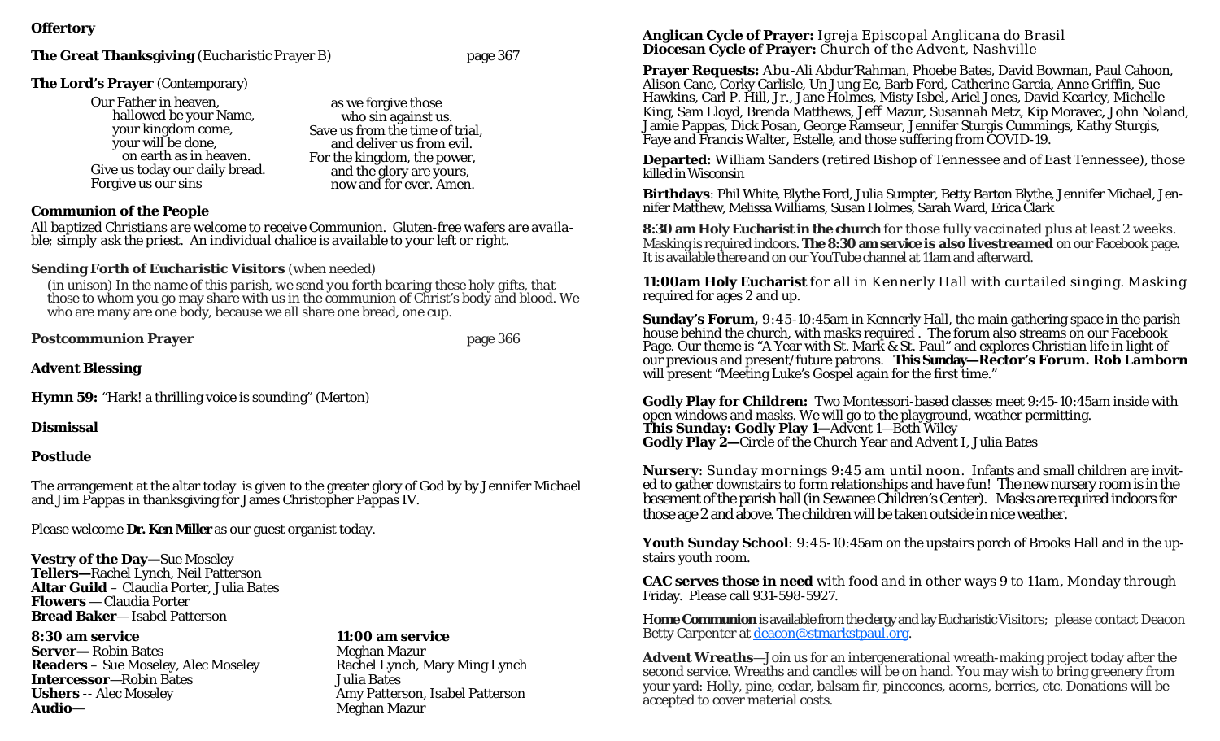**Offertory**

**The Great Thanksgiving** (Eucharistic Prayer B) page 367

**The Lord's Prayer** (Contemporary)

Our Father in heaven,
hallowed be your Name,
your kingdom come,
your will be done,
on earth as in heaven.
Give us today our daily bread.
Forgive us our sins
as we forgive those
who sin against us.
Save us from the time of trial,
and deliver us from evil.
For the kingdom, the power,
and the glory are yours,
now and for ever. Amen.

**Communion of the People**

*All baptized Christians are welcome to receive Communion. Gluten-free wafers are available; simply ask the priest. An individual chalice is available to your left or right.*

**Sending Forth of Eucharistic Visitors** (when needed)

(in unison) *In the name of this parish, we send you forth bearing these holy gifts, that those to whom you go may share with us in the communion of Christ's body and blood. We who are many are one body, because we all share one bread, one cup.*

**Postcommunion Prayer** page 366

**Advent Blessing**

**Hymn 59:** "Hark! a thrilling voice is sounding" (Merton)

**Dismissal**

**Postlude**

The arrangement at the altar today is given to the greater glory of God by by Jennifer Michael and Jim Pappas in thanksgiving for James Christopher Pappas IV.

Please welcome **Dr. Ken Miller** as our guest organist today.

**Vestry of the Day—**Sue Moseley
**Tellers—**Rachel Lynch, Neil Patterson
**Altar Guild** – Claudia Porter, Julia Bates
**Flowers** — Claudia Porter
**Bread Baker**— Isabel Patterson

| | **8:30 am service** | **11:00 am service** |
|---|---|---|
| **Server—** | Robin Bates | Meghan Mazur |
| **Readers** – | Sue Moseley, Alec Moseley | Rachel Lynch, Mary Ming Lynch |
| **Intercessor**— | Robin Bates | Julia Bates |
| **Ushers** -- | Alec Moseley | Amy Patterson, Isabel Patterson |
| **Audio**— | | Meghan Mazur |

**Anglican Cycle of Prayer:** Igreja Episcopal Anglicana do Brasil
**Diocesan Cycle of Prayer:** Church of the Advent, Nashville

**Prayer Requests:** Abu-Ali Abdur'Rahman, Phoebe Bates, David Bowman, Paul Cahoon, Alison Cane, Corky Carlisle, Un Jung Ee, Barb Ford, Catherine Garcia, Anne Griffin, Sue Hawkins, Carl P. Hill, Jr., Jane Holmes, Misty Isbel, Ariel Jones, David Kearley, Michelle King, Sam Lloyd, Brenda Matthews, Jeff Mazur, Susannah Metz, Kip Moravec, John Noland, Jamie Pappas, Dick Posan, George Ramseur, Jennifer Sturgis Cummings, Kathy Sturgis, Faye and Francis Walter, Estelle, and those suffering from COVID-19.

**Departed:** William Sanders (retired Bishop of Tennessee and of East Tennessee), those killed in Wisconsin

**Birthdays**: Phil White, Blythe Ford, Julia Sumpter, Betty Barton Blythe, Jennifer Michael, Jennifer Matthew, Melissa Williams, Susan Holmes, Sarah Ward, Erica Clark

**8:30 am Holy Eucharist in the church** for those fully vaccinated plus at least 2 weeks. Masking is required indoors. **The 8:30 am service is also livestreamed** on our Facebook page. It is available there and on our YouTube channel at 11am and afterward.

**11:00am Holy Eucharist** for all in Kennerly Hall with curtailed singing. Masking required for ages 2 and up.

**Sunday's Forum,** 9:45-10:45am in Kennerly Hall, the main gathering space in the parish house behind the church, with masks required . The forum also streams on our Facebook Page. Our theme is "A Year with St. Mark & St. Paul" and explores Christian life in light of our previous and present/future patrons. **This Sunday—Rector's Forum. Rob Lamborn** will present "Meeting Luke's Gospel again for the first time."

**Godly Play for Children:** Two Montessori-based classes meet 9:45-10:45am inside with open windows and masks. We will go to the playground, weather permitting.
**This Sunday: Godly Play 1—**Advent 1—Beth Wiley
**Godly Play 2—**Circle of the Church Year and Advent I, Julia Bates

**Nursery**: Sunday mornings 9:45 am until noon. Infants and small children are invited to gather downstairs to form relationships and have fun! The new nursery room is in the basement of the parish hall (in Sewanee Children's Center). Masks are required indoors for those age 2 and above. The children will be taken outside in nice weather.

**Youth Sunday School**: 9:45-10:45am on the upstairs porch of Brooks Hall and in the upstairs youth room.

**CAC serves those in need** with food and in other ways 9 to 11am, Monday through Friday. Please call 931-598-5927.

H**ome Communion** is available from the clergy and lay Eucharistic Visitors; please contact Deacon Betty Carpenter at deacon@stmarkstpaul.org.

**Advent Wreaths**—Join us for an intergenerational wreath-making project today after the second service. Wreaths and candles will be on hand. You may wish to bring greenery from your yard: Holly, pine, cedar, balsam fir, pinecones, acorns, berries, etc. Donations will be accepted to cover material costs.